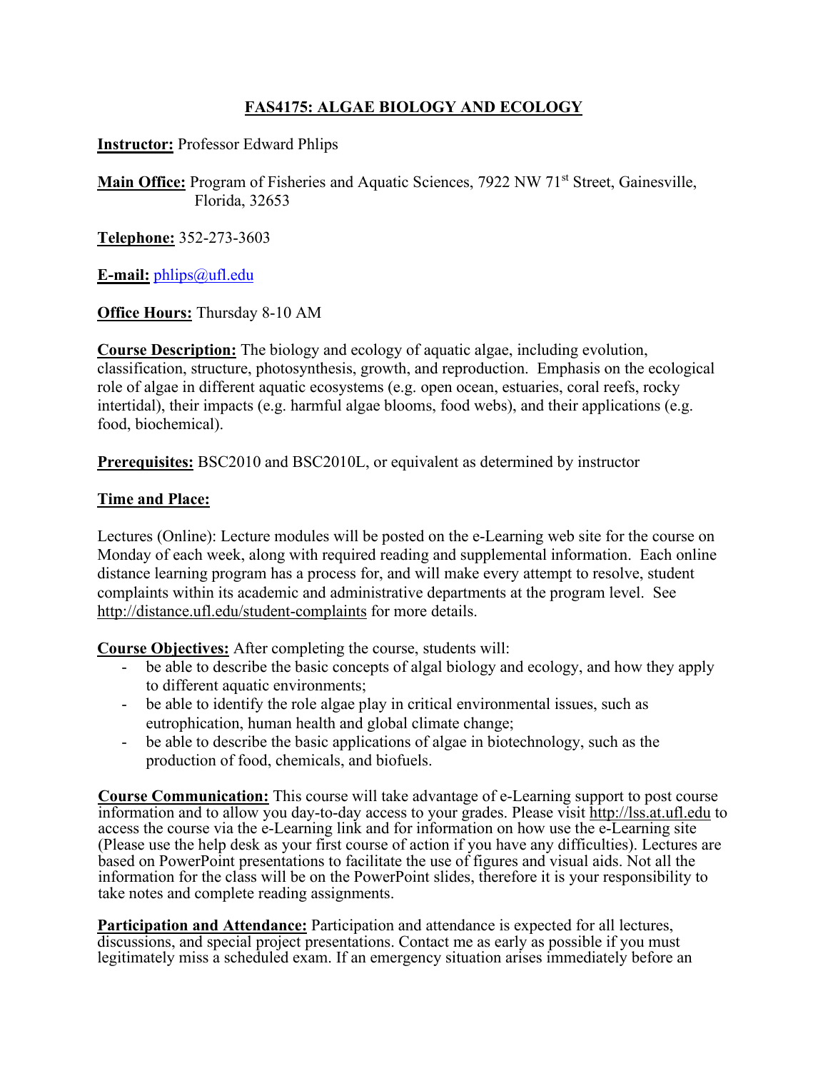# FAS4175: ALGAE BIOLOGY AND ECOLOGY

**Instructor:** Professor Edward Phlips

**Main Office:** Program of Fisheries and Aquatic Sciences, 7922 NW 71st Street, Gainesville, Florida, 32653

**Telephone:** 352-273-3603

**E-mail:** phlips@ufl.edu

**Office Hours:** Thursday 8-10 AM

**Course Description:** The biology and ecology of aquatic algae, including evolution, classification, structure, photosynthesis, growth, and reproduction. Emphasis on the ecological role of algae in different aquatic ecosystems (e.g. open ocean, estuaries, coral reefs, rocky intertidal), their impacts (e.g. harmful algae blooms, food webs), and their applications (e.g. food, biochemical).

**Prerequisites:** BSC2010 and BSC2010L, or equivalent as determined by instructor

**Time and Place:**

Lectures (Online): Lecture modules will be posted on the e-Learning web site for the course on Monday of each week, along with required reading and supplemental information. Each online distance learning program has a process for, and will make every attempt to resolve, student complaints within its academic and administrative departments at the program level. See http://distance.ufl.edu/student-complaints for more details.

**Course Objectives:** After completing the course, students will:

- be able to describe the basic concepts of algal biology and ecology, and how they apply to different aquatic environments;
- be able to identify the role algae play in critical environmental issues, such as eutrophication, human health and global climate change;
- be able to describe the basic applications of algae in biotechnology, such as the production of food, chemicals, and biofuels.

**Course Communication:** This course will take advantage of e-Learning support to post course information and to allow you day-to-day access to your grades. Please visit http://lss.at.ufl.edu to access the course via the e-Learning link and for information on how use the e-Learning site (Please use the help desk as your first course of action if you have any difficulties). Lectures are based on PowerPoint presentations to facilitate the use of figures and visual aids. Not all the information for the class will be on the PowerPoint slides, therefore it is your responsibility to take notes and complete reading assignments.

**Participation and Attendance:** Participation and attendance is expected for all lectures, discussions, and special project presentations. Contact me as early as possible if you must legitimately miss a scheduled exam. If an emergency situation arises immediately before an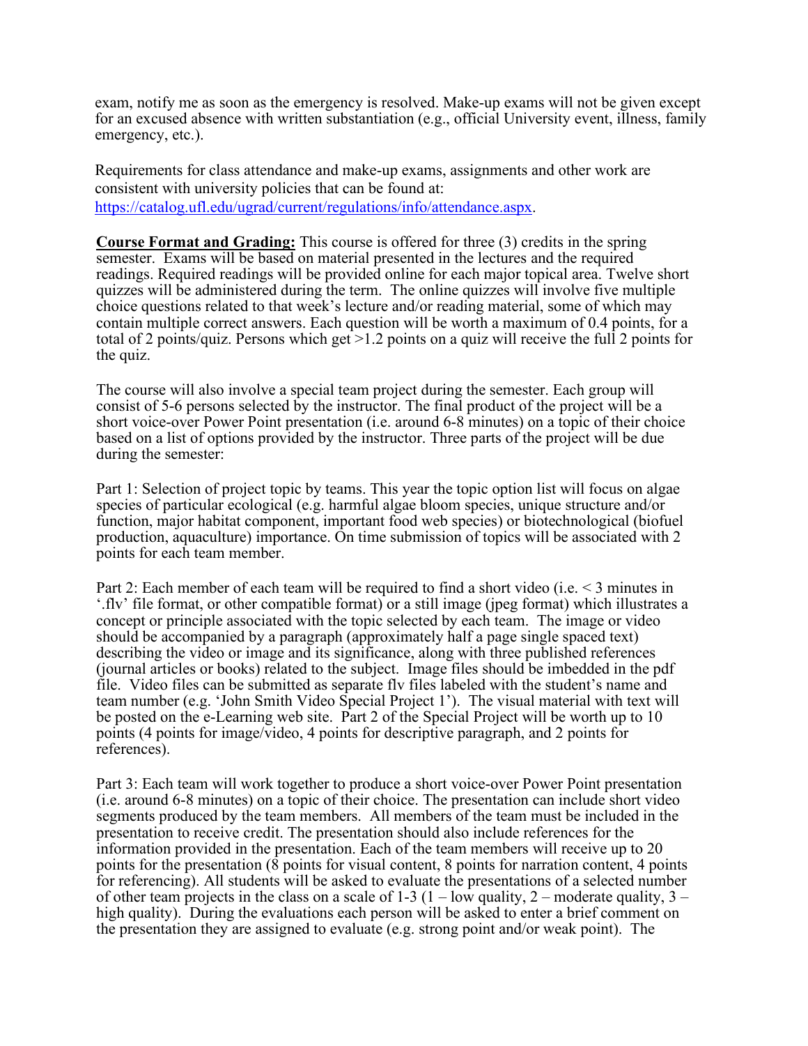exam, notify me as soon as the emergency is resolved. Make-up exams will not be given except for an excused absence with written substantiation (e.g., official University event, illness, family emergency, etc.).

Requirements for class attendance and make-up exams, assignments and other work are consistent with university policies that can be found at: https://catalog.ufl.edu/ugrad/current/regulations/info/attendance.aspx.

**Course Format and Grading:** This course is offered for three (3) credits in the spring semester. Exams will be based on material presented in the lectures and the required readings. Required readings will be provided online for each major topical area. Twelve short quizzes will be administered during the term. The online quizzes will involve five multiple choice questions related to that week's lecture and/or reading material, some of which may contain multiple correct answers. Each question will be worth a maximum of 0.4 points, for a total of 2 points/quiz. Persons which get >1.2 points on a quiz will receive the full 2 points for the quiz.

The course will also involve a special team project during the semester. Each group will consist of 5-6 persons selected by the instructor. The final product of the project will be a short voice-over Power Point presentation (i.e. around 6-8 minutes) on a topic of their choice based on a list of options provided by the instructor. Three parts of the project will be due during the semester:

Part 1: Selection of project topic by teams. This year the topic option list will focus on algae species of particular ecological (e.g. harmful algae bloom species, unique structure and/or function, major habitat component, important food web species) or biotechnological (biofuel production, aquaculture) importance. On time submission of topics will be associated with 2 points for each team member.

Part 2: Each member of each team will be required to find a short video (i.e. < 3 minutes in '.flv' file format, or other compatible format) or a still image (jpeg format) which illustrates a concept or principle associated with the topic selected by each team. The image or video should be accompanied by a paragraph (approximately half a page single spaced text) describing the video or image and its significance, along with three published references (journal articles or books) related to the subject. Image files should be imbedded in the pdf file. Video files can be submitted as separate flv files labeled with the student's name and team number (e.g. 'John Smith Video Special Project 1'). The visual material with text will be posted on the e-Learning web site. Part 2 of the Special Project will be worth up to 10 points (4 points for image/video, 4 points for descriptive paragraph, and 2 points for references).

Part 3: Each team will work together to produce a short voice-over Power Point presentation (i.e. around 6-8 minutes) on a topic of their choice. The presentation can include short video segments produced by the team members. All members of the team must be included in the presentation to receive credit. The presentation should also include references for the information provided in the presentation. Each of the team members will receive up to 20 points for the presentation (8 points for visual content, 8 points for narration content, 4 points for referencing). All students will be asked to evaluate the presentations of a selected number of other team projects in the class on a scale of 1-3 (1 – low quality, 2 – moderate quality, 3 – high quality). During the evaluations each person will be asked to enter a brief comment on the presentation they are assigned to evaluate (e.g. strong point and/or weak point). The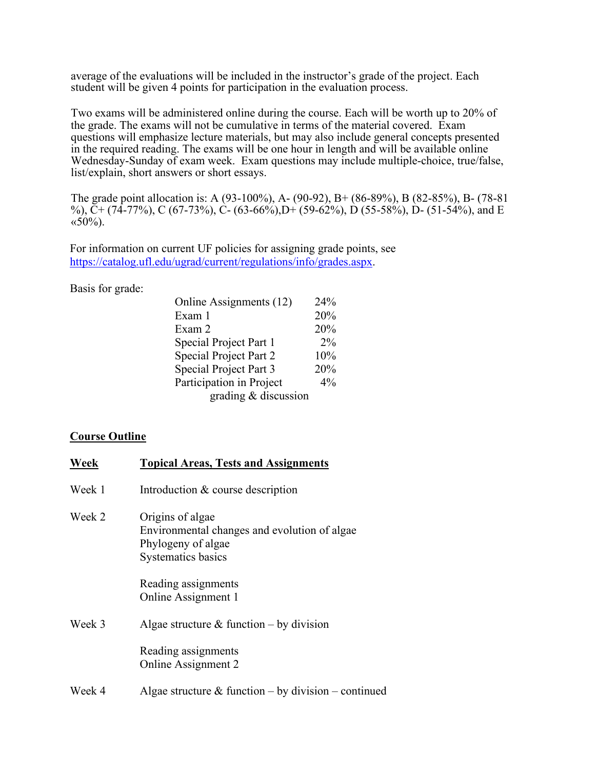average of the evaluations will be included in the instructor's grade of the project. Each student will be given 4 points for participation in the evaluation process.

Two exams will be administered online during the course. Each will be worth up to 20% of the grade. The exams will not be cumulative in terms of the material covered. Exam questions will emphasize lecture materials, but may also include general concepts presented in the required reading. The exams will be one hour in length and will be available online Wednesday-Sunday of exam week. Exam questions may include multiple-choice, true/false, list/explain, short answers or short essays.

The grade point allocation is: A (93-100%), A- (90-92), B+ (86-89%), B (82-85%), B- (78-81 %), C+ (74-77%), C (67-73%), C- (63-66%),D+ (59-62%), D (55-58%), D- (51-54%), and E «50%).

For information on current UF policies for assigning grade points, see https://catalog.ufl.edu/ugrad/current/regulations/info/grades.aspx.

Basis for grade:

| Component | Percent |
|---|---|
| Online Assignments (12) | 24% |
| Exam 1 | 20% |
| Exam 2 | 20% |
| Special Project Part 1 | 2% |
| Special Project Part 2 | 10% |
| Special Project Part 3 | 20% |
| Participation in Project grading & discussion | 4% |

## Course Outline

| Week | Topical Areas, Tests and Assignments |
|---|---|
| Week 1 | Introduction & course description |
| Week 2 | Origins of algae<br>Environmental changes and evolution of algae<br>Phylogeny of algae<br>Systematics basics<br><br>Reading assignments<br>Online Assignment 1 |
| Week 3 | Algae structure & function – by division<br><br>Reading assignments<br>Online Assignment 2 |
| Week 4 | Algae structure & function – by division – continued |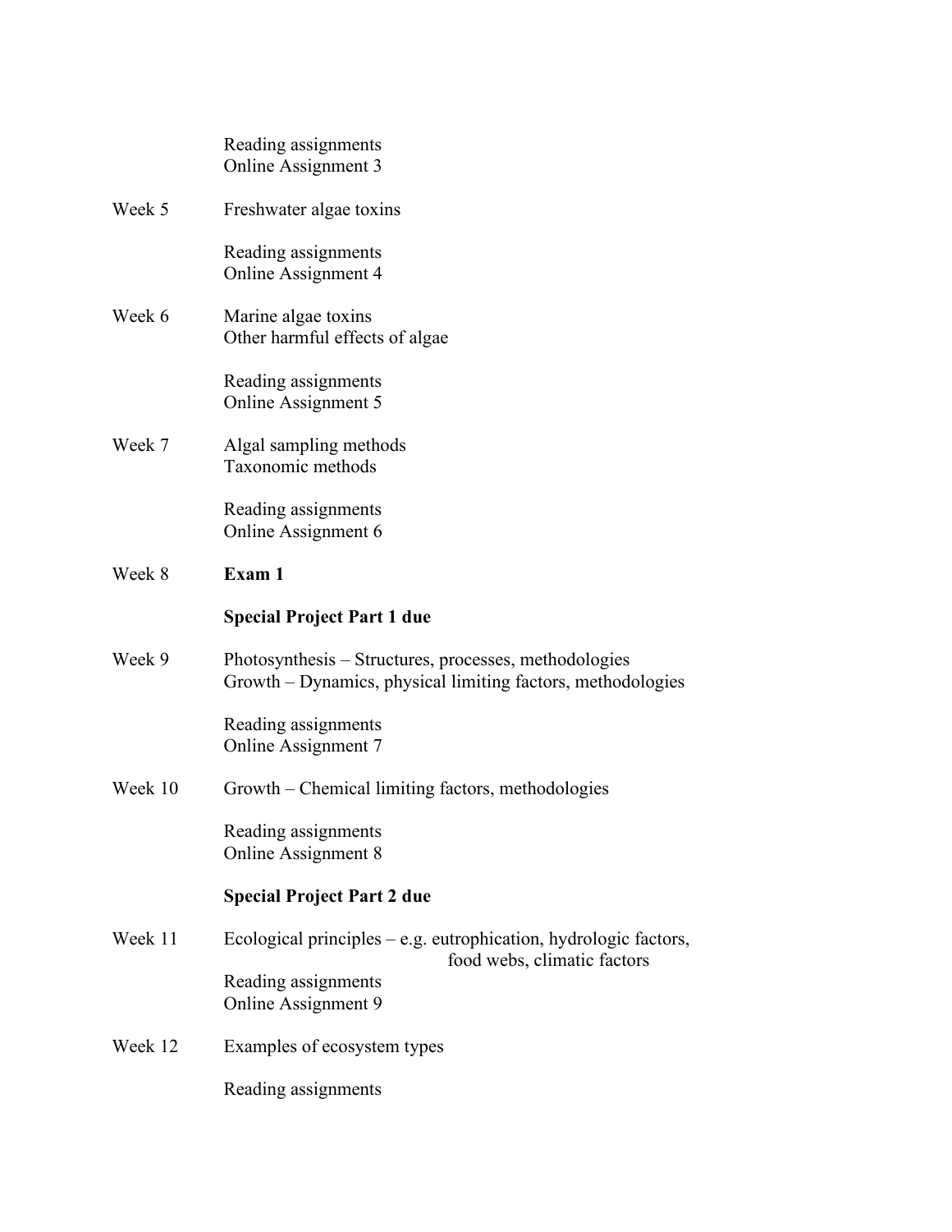Reading assignments
Online Assignment 3

Week 5 Freshwater algae toxins

Reading assignments
Online Assignment 4

Week 6 Marine algae toxins
Other harmful effects of algae

Reading assignments
Online Assignment 5

Week 7 Algal sampling methods
Taxonomic methods

Reading assignments
Online Assignment 6

Week 8 **Exam 1**

**Special Project Part 1 due**

Week 9 Photosynthesis – Structures, processes, methodologies
Growth – Dynamics, physical limiting factors, methodologies

Reading assignments
Online Assignment 7

Week 10 Growth – Chemical limiting factors, methodologies

Reading assignments
Online Assignment 8

**Special Project Part 2 due**

Week 11 Ecological principles – e.g. eutrophication, hydrologic factors, food webs, climatic factors

Reading assignments
Online Assignment 9

Week 12 Examples of ecosystem types

Reading assignments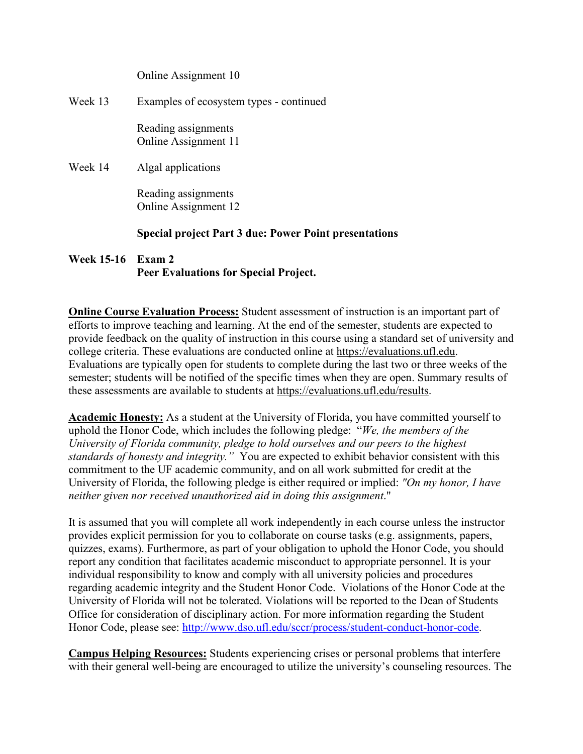Online Assignment 10

Week 13 Examples of ecosystem types - continued

Reading assignments
Online Assignment 11

Week 14 Algal applications

Reading assignments
Online Assignment 12

**Special project Part 3 due: Power Point presentations**

**Week 15-16 Exam 2**
**Peer Evaluations for Special Project.**

**Online Course Evaluation Process:** Student assessment of instruction is an important part of efforts to improve teaching and learning. At the end of the semester, students are expected to provide feedback on the quality of instruction in this course using a standard set of university and college criteria. These evaluations are conducted online at https://evaluations.ufl.edu. Evaluations are typically open for students to complete during the last two or three weeks of the semester; students will be notified of the specific times when they are open. Summary results of these assessments are available to students at https://evaluations.ufl.edu/results.

**Academic Honesty:** As a student at the University of Florida, you have committed yourself to uphold the Honor Code, which includes the following pledge: "*We, the members of the University of Florida community, pledge to hold ourselves and our peers to the highest standards of honesty and integrity.*" You are expected to exhibit behavior consistent with this commitment to the UF academic community, and on all work submitted for credit at the University of Florida, the following pledge is either required or implied: *"On my honor, I have neither given nor received unauthorized aid in doing this assignment*."

It is assumed that you will complete all work independently in each course unless the instructor provides explicit permission for you to collaborate on course tasks (e.g. assignments, papers, quizzes, exams). Furthermore, as part of your obligation to uphold the Honor Code, you should report any condition that facilitates academic misconduct to appropriate personnel. It is your individual responsibility to know and comply with all university policies and procedures regarding academic integrity and the Student Honor Code. Violations of the Honor Code at the University of Florida will not be tolerated. Violations will be reported to the Dean of Students Office for consideration of disciplinary action. For more information regarding the Student Honor Code, please see: http://www.dso.ufl.edu/sccr/process/student-conduct-honor-code.

**Campus Helping Resources:** Students experiencing crises or personal problems that interfere with their general well-being are encouraged to utilize the university's counseling resources. The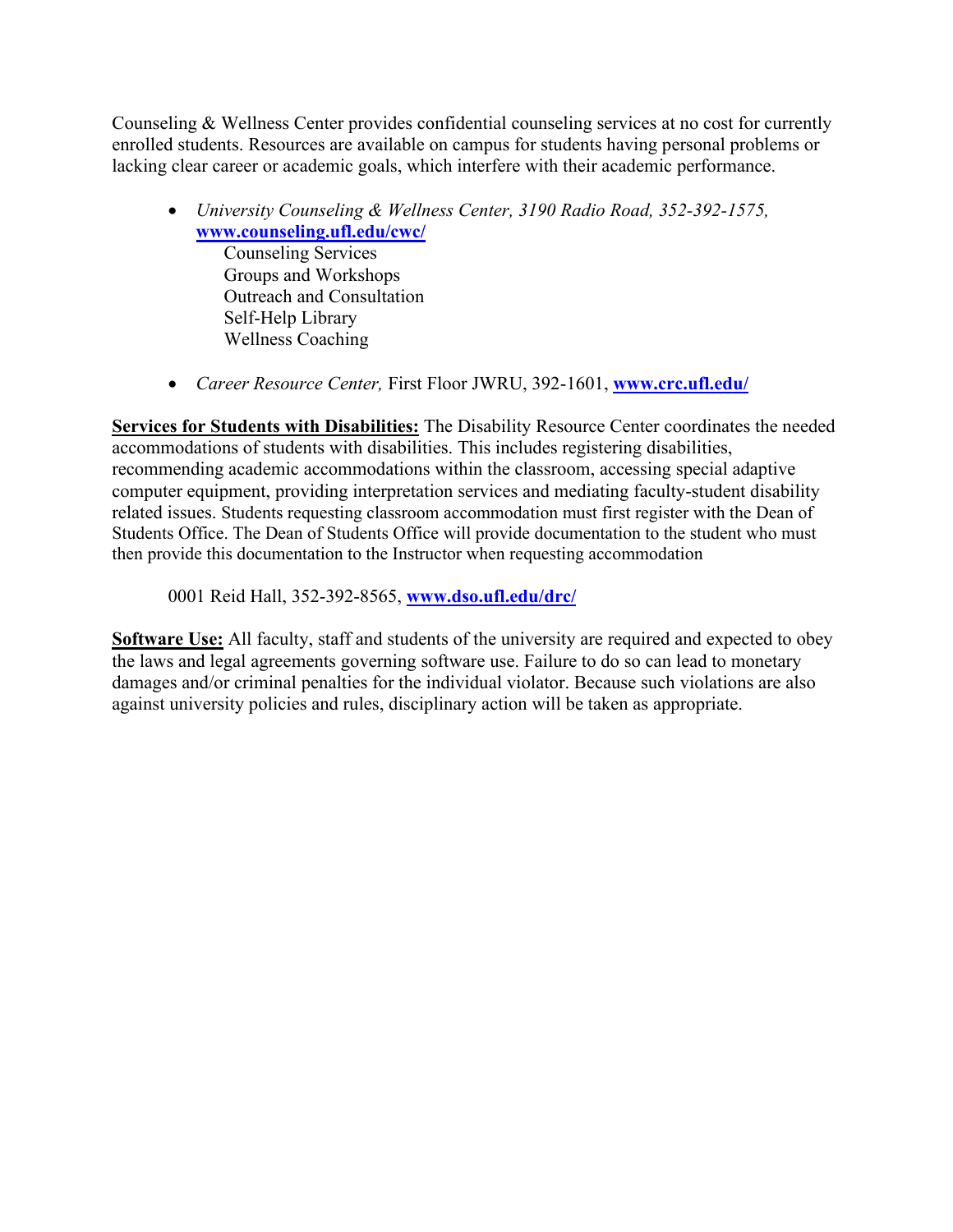Counseling & Wellness Center provides confidential counseling services at no cost for currently enrolled students. Resources are available on campus for students having personal problems or lacking clear career or academic goals, which interfere with their academic performance.

- *University Counseling & Wellness Center, 3190 Radio Road, 352-392-1575,* **www.counseling.ufl.edu/cwc/**
  - Counseling Services
  - Groups and Workshops
  - Outreach and Consultation
  - Self-Help Library
  - Wellness Coaching

- *Career Resource Center,* First Floor JWRU, 392-1601, **www.crc.ufl.edu/**

**Services for Students with Disabilities:** The Disability Resource Center coordinates the needed accommodations of students with disabilities. This includes registering disabilities, recommending academic accommodations within the classroom, accessing special adaptive computer equipment, providing interpretation services and mediating faculty-student disability related issues. Students requesting classroom accommodation must first register with the Dean of Students Office. The Dean of Students Office will provide documentation to the student who must then provide this documentation to the Instructor when requesting accommodation

0001 Reid Hall, 352-392-8565, **www.dso.ufl.edu/drc/**

**Software Use:** All faculty, staff and students of the university are required and expected to obey the laws and legal agreements governing software use. Failure to do so can lead to monetary damages and/or criminal penalties for the individual violator. Because such violations are also against university policies and rules, disciplinary action will be taken as appropriate.